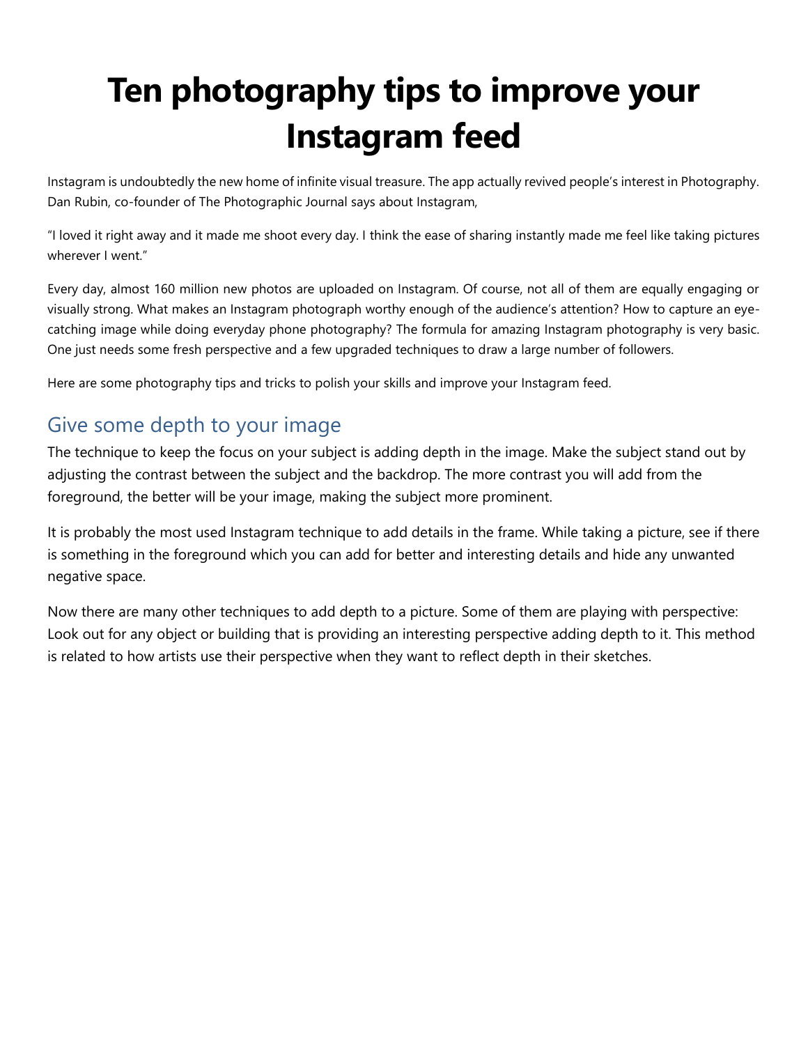# Ten photography tips to improve your Instagram feed

Instagram is undoubtedly the new home of infinite visual treasure. The app actually revived people's interest in Photography. Dan Rubin, co-founder of The Photographic Journal says about Instagram,

"I loved it right away and it made me shoot every day. I think the ease of sharing instantly made me feel like taking pictures wherever I went."

Every day, almost 160 million new photos are uploaded on Instagram. Of course, not all of them are equally engaging or visually strong. What makes an Instagram photograph worthy enough of the audience's attention? How to capture an eye-catching image while doing everyday phone photography? The formula for amazing Instagram photography is very basic. One just needs some fresh perspective and a few upgraded techniques to draw a large number of followers.

Here are some photography tips and tricks to polish your skills and improve your Instagram feed.

## Give some depth to your image

The technique to keep the focus on your subject is adding depth in the image. Make the subject stand out by adjusting the contrast between the subject and the backdrop. The more contrast you will add from the foreground, the better will be your image, making the subject more prominent.

It is probably the most used Instagram technique to add details in the frame. While taking a picture, see if there is something in the foreground which you can add for better and interesting details and hide any unwanted negative space.

Now there are many other techniques to add depth to a picture. Some of them are playing with perspective: Look out for any object or building that is providing an interesting perspective adding depth to it. This method is related to how artists use their perspective when they want to reflect depth in their sketches.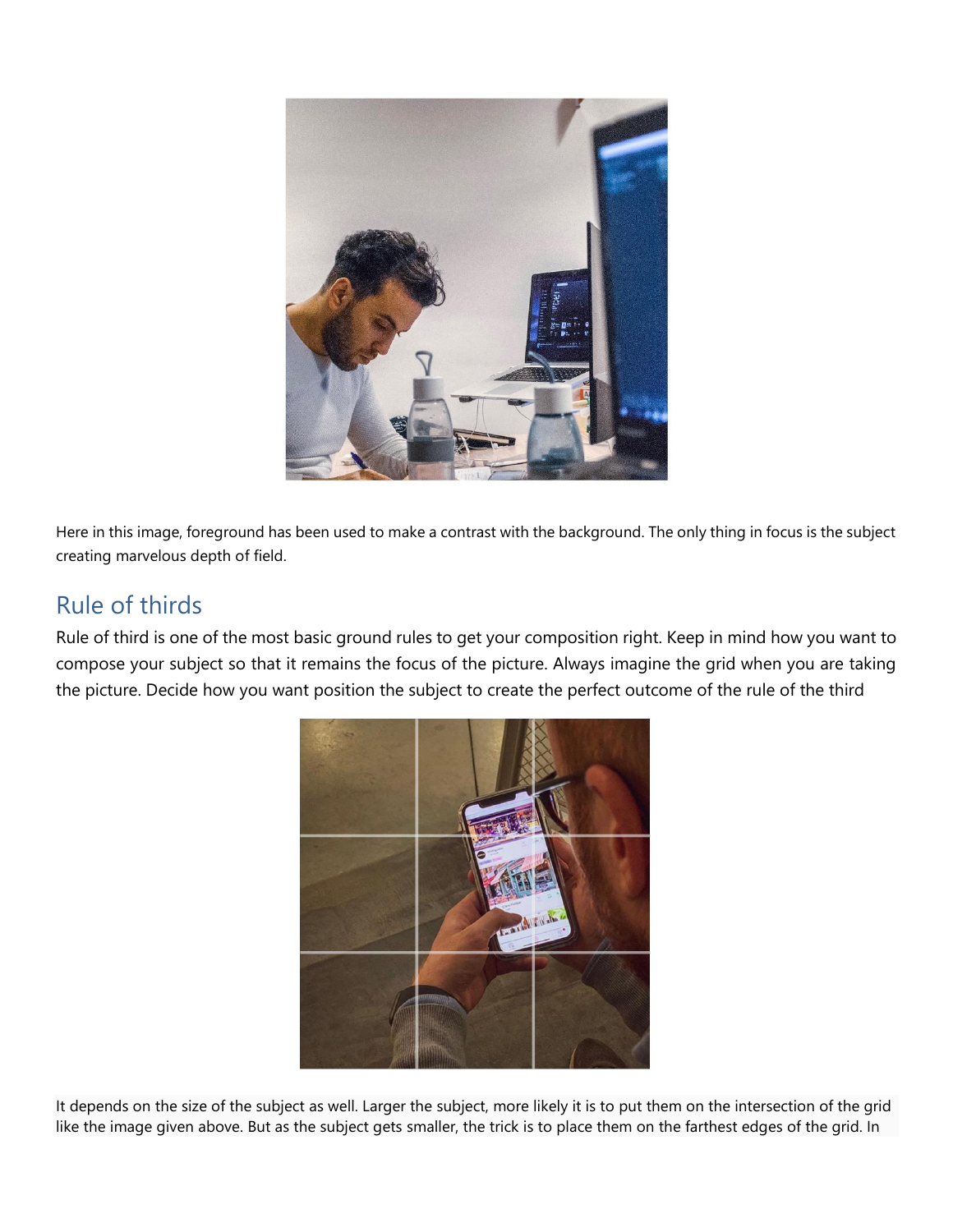Here in this image, foreground has been used to make a contrast with the background. The only thing in focus is the subject creating marvelous depth of field.

## Rule of thirds

Rule of third is one of the most basic ground rules to get your composition right. Keep in mind how you want to compose your subject so that it remains the focus of the picture. Always imagine the grid when you are taking the picture. Decide how you want position the subject to create the perfect outcome of the rule of the third

It depends on the size of the subject as well. Larger the subject, more likely it is to put them on the intersection of the grid like the image given above. But as the subject gets smaller, the trick is to place them on the farthest edges of the grid. In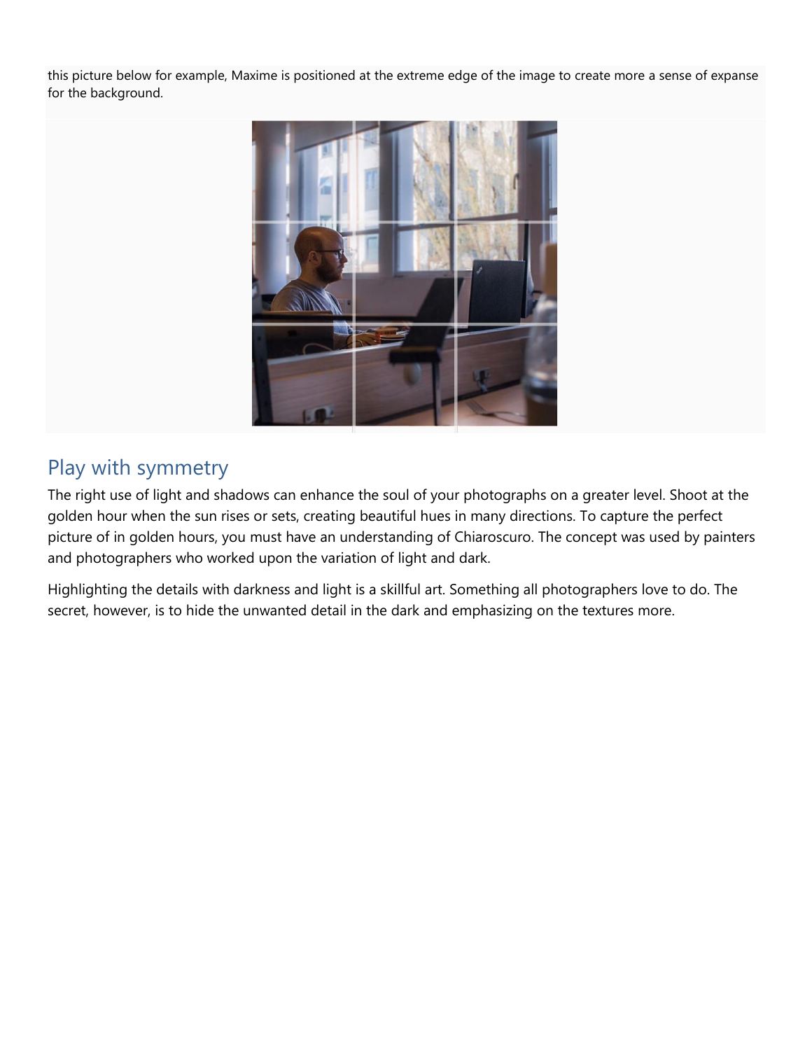this picture below for example, Maxime is positioned at the extreme edge of the image to create more a sense of expanse for the background.

## Play with symmetry

The right use of light and shadows can enhance the soul of your photographs on a greater level. Shoot at the golden hour when the sun rises or sets, creating beautiful hues in many directions. To capture the perfect picture of in golden hours, you must have an understanding of Chiaroscuro. The concept was used by painters and photographers who worked upon the variation of light and dark.

Highlighting the details with darkness and light is a skillful art. Something all photographers love to do. The secret, however, is to hide the unwanted detail in the dark and emphasizing on the textures more.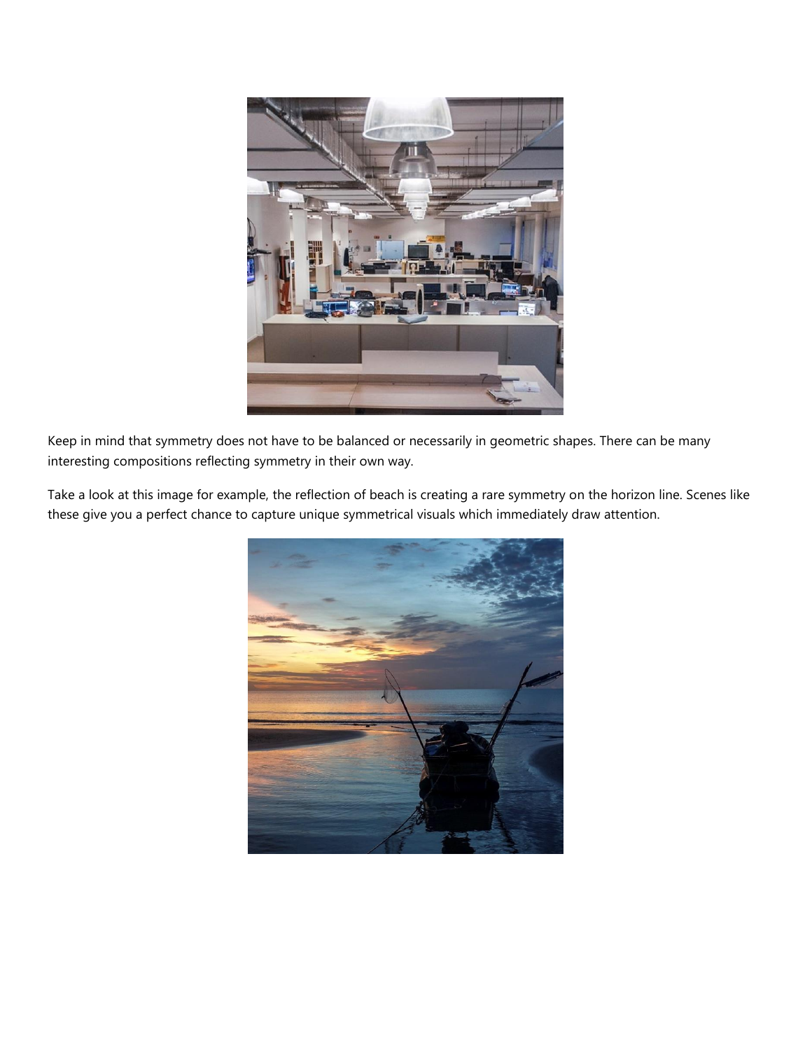Keep in mind that symmetry does not have to be balanced or necessarily in geometric shapes. There can be many interesting compositions reflecting symmetry in their own way.

Take a look at this image for example, the reflection of beach is creating a rare symmetry on the horizon line. Scenes like these give you a perfect chance to capture unique symmetrical visuals which immediately draw attention.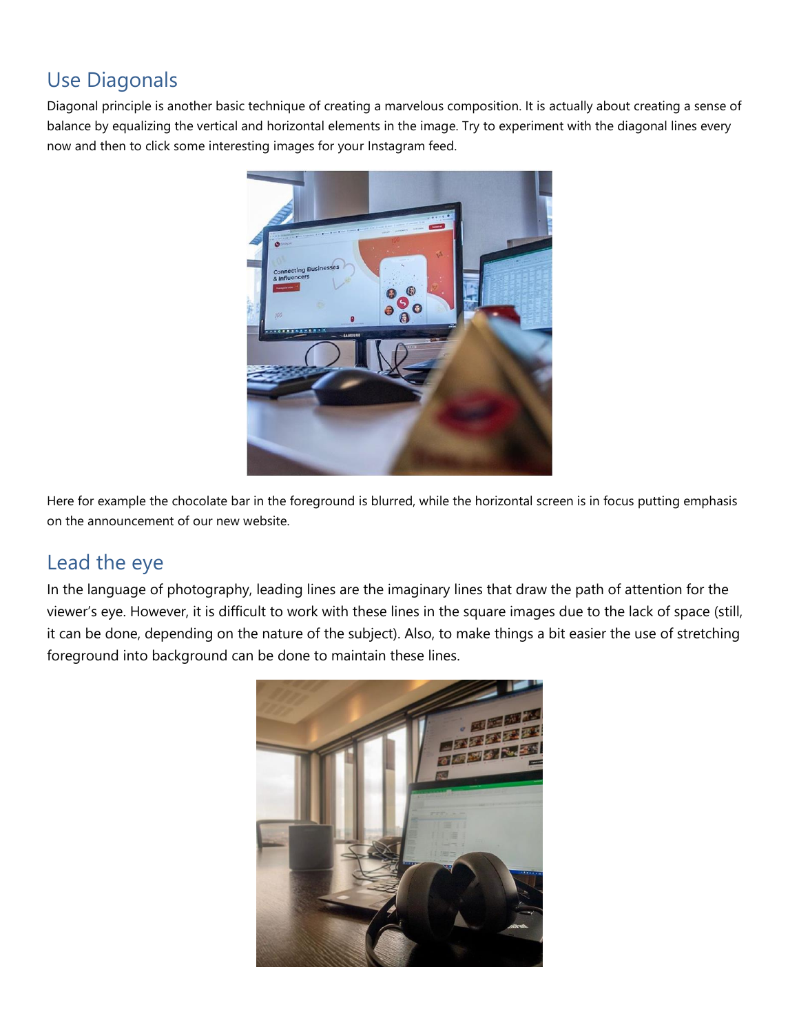## Use Diagonals

Diagonal principle is another basic technique of creating a marvelous composition. It is actually about creating a sense of balance by equalizing the vertical and horizontal elements in the image. Try to experiment with the diagonal lines every now and then to click some interesting images for your Instagram feed.

Here for example the chocolate bar in the foreground is blurred, while the horizontal screen is in focus putting emphasis on the announcement of our new website.

## Lead the eye

In the language of photography, leading lines are the imaginary lines that draw the path of attention for the viewer's eye. However, it is difficult to work with these lines in the square images due to the lack of space (still, it can be done, depending on the nature of the subject). Also, to make things a bit easier the use of stretching foreground into background can be done to maintain these lines.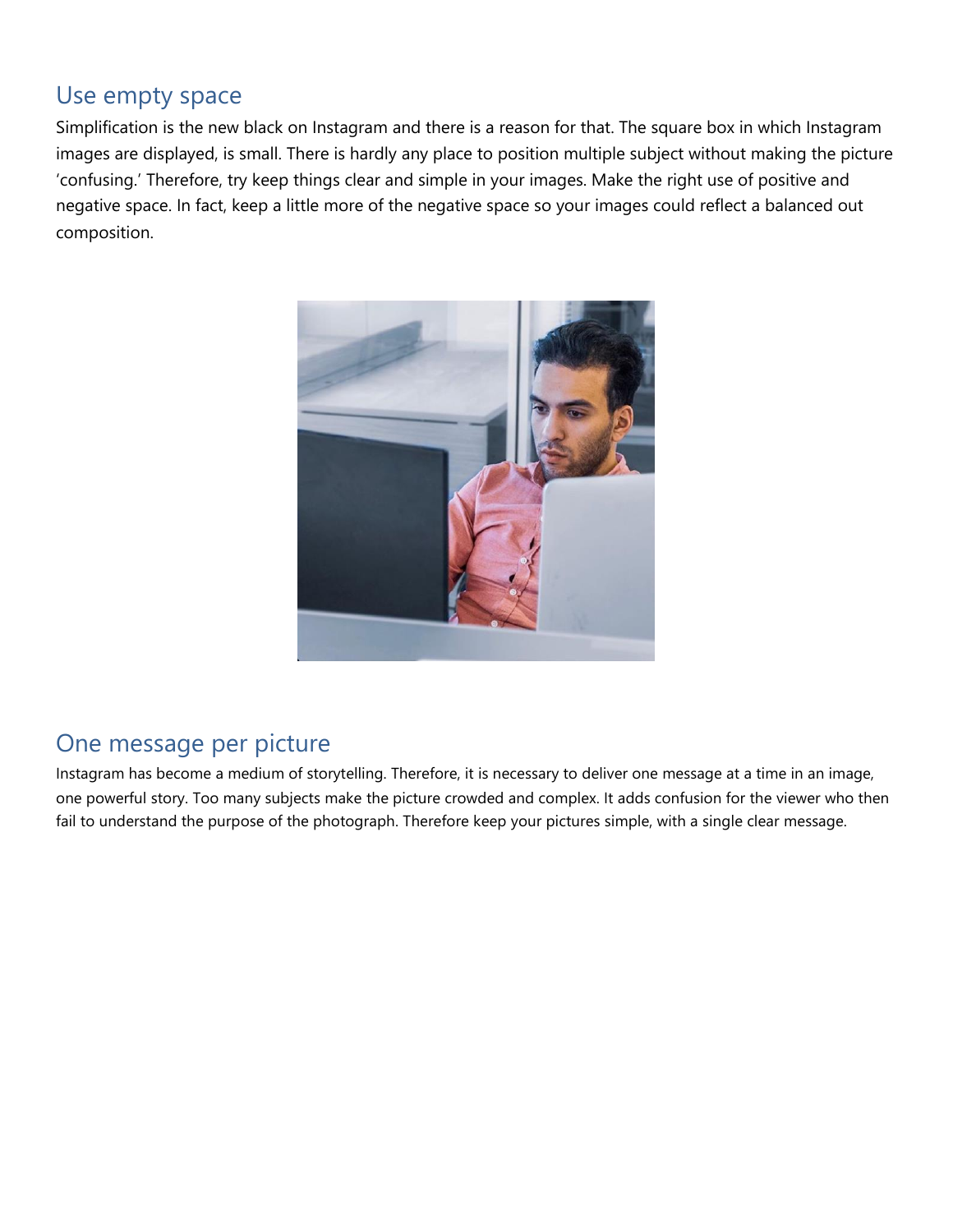## Use empty space

Simplification is the new black on Instagram and there is a reason for that. The square box in which Instagram images are displayed, is small. There is hardly any place to position multiple subject without making the picture 'confusing.' Therefore, try keep things clear and simple in your images. Make the right use of positive and negative space. In fact, keep a little more of the negative space so your images could reflect a balanced out composition.

## One message per picture

Instagram has become a medium of storytelling. Therefore, it is necessary to deliver one message at a time in an image, one powerful story. Too many subjects make the picture crowded and complex. It adds confusion for the viewer who then fail to understand the purpose of the photograph. Therefore keep your pictures simple, with a single clear message.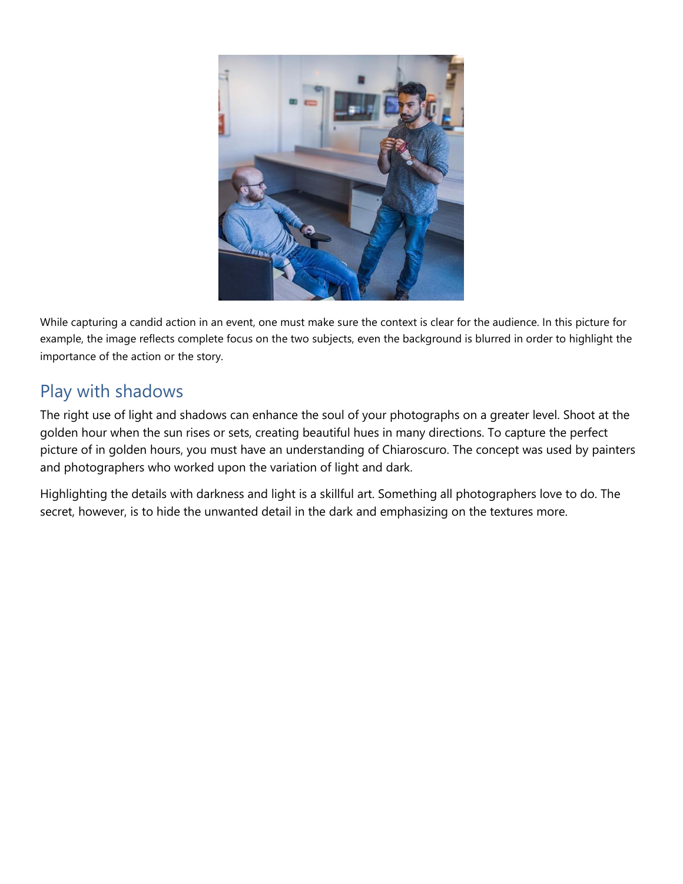While capturing a candid action in an event, one must make sure the context is clear for the audience. In this picture for example, the image reflects complete focus on the two subjects, even the background is blurred in order to highlight the importance of the action or the story.

## Play with shadows

The right use of light and shadows can enhance the soul of your photographs on a greater level. Shoot at the golden hour when the sun rises or sets, creating beautiful hues in many directions. To capture the perfect picture of in golden hours, you must have an understanding of Chiaroscuro. The concept was used by painters and photographers who worked upon the variation of light and dark.

Highlighting the details with darkness and light is a skillful art. Something all photographers love to do. The secret, however, is to hide the unwanted detail in the dark and emphasizing on the textures more.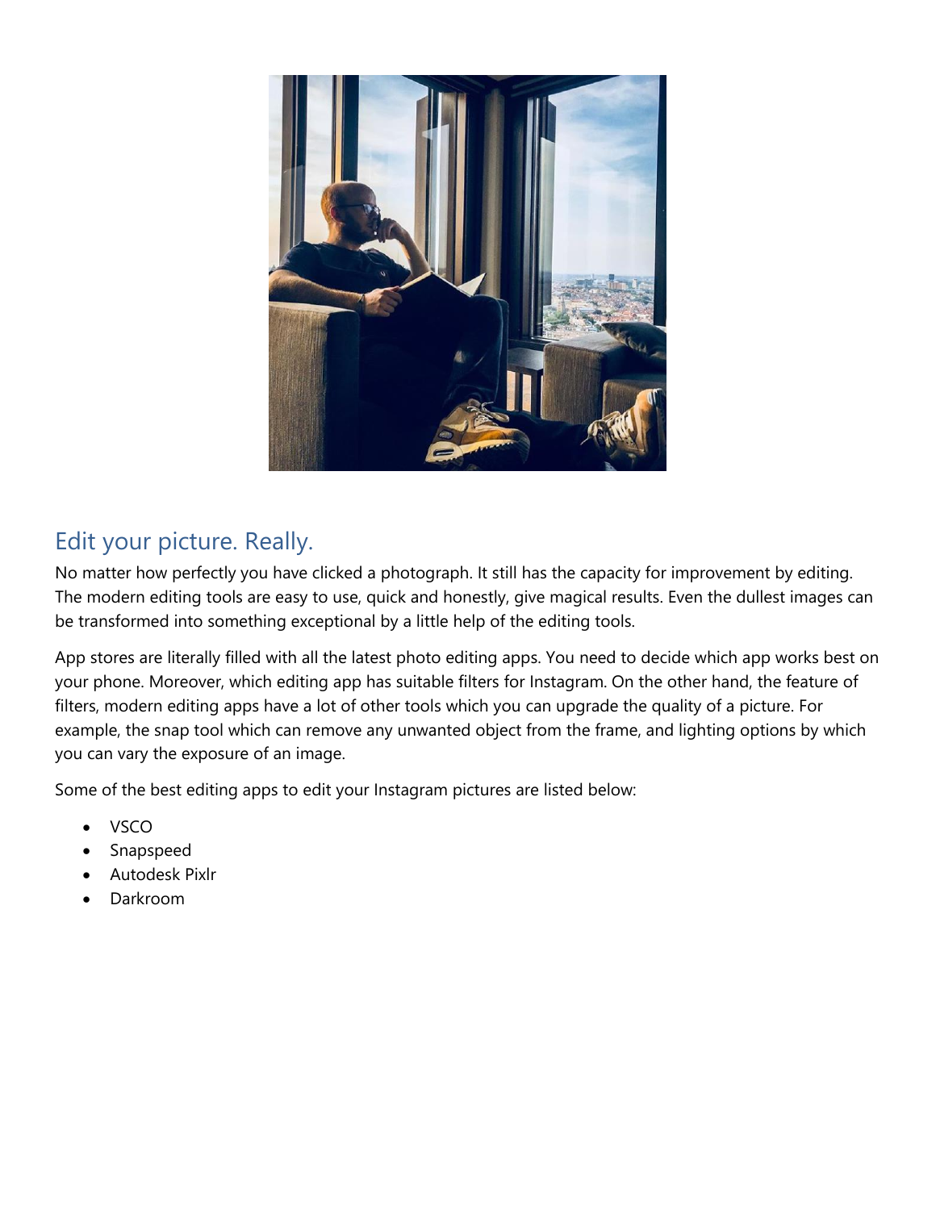## Edit your picture. Really.

No matter how perfectly you have clicked a photograph. It still has the capacity for improvement by editing. The modern editing tools are easy to use, quick and honestly, give magical results. Even the dullest images can be transformed into something exceptional by a little help of the editing tools.

App stores are literally filled with all the latest photo editing apps. You need to decide which app works best on your phone. Moreover, which editing app has suitable filters for Instagram. On the other hand, the feature of filters, modern editing apps have a lot of other tools which you can upgrade the quality of a picture. For example, the snap tool which can remove any unwanted object from the frame, and lighting options by which you can vary the exposure of an image.

Some of the best editing apps to edit your Instagram pictures are listed below:

- VSCO
- Snapspeed
- Autodesk Pixlr
- Darkroom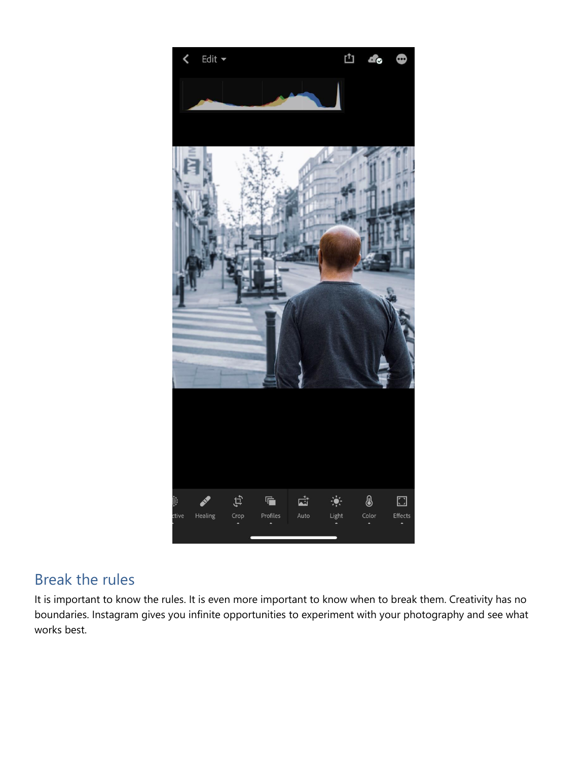## Break the rules

It is important to know the rules. It is even more important to know when to break them. Creativity has no boundaries. Instagram gives you infinite opportunities to experiment with your photography and see what works best.